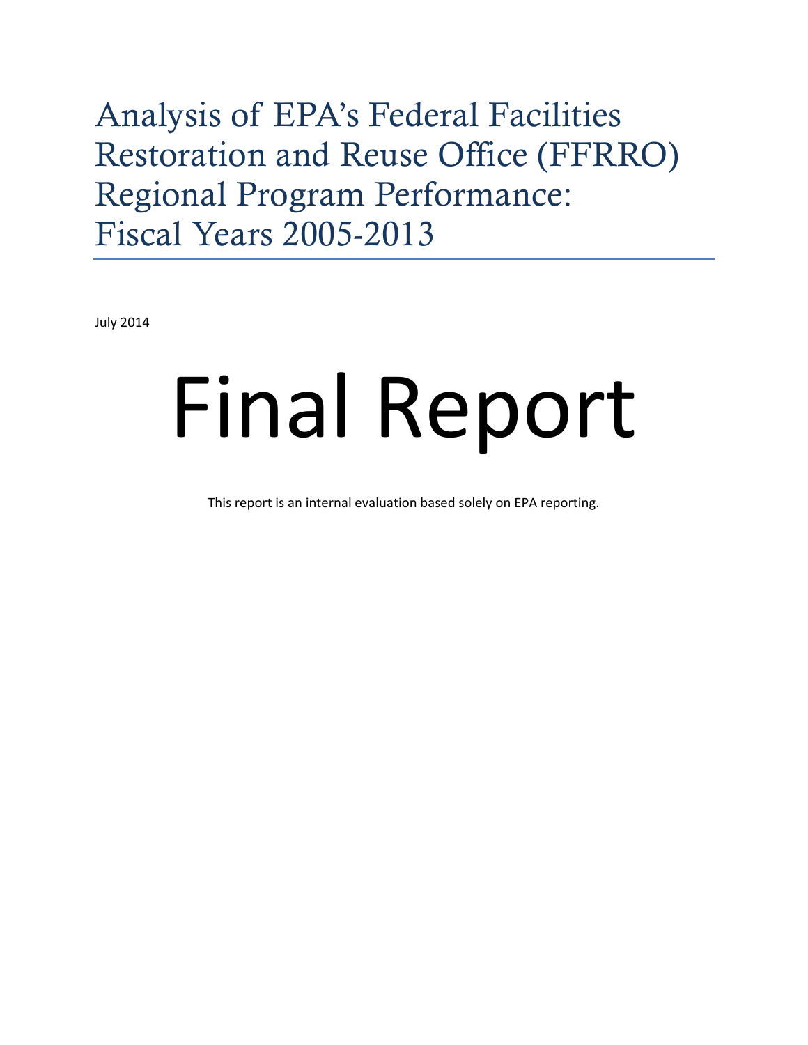# Analysis of EPA's Federal Facilities Restoration and Reuse Office (FFRRO) Regional Program Performance: Fiscal Years 2005-2013

July 2014

# Final Report

This report is an internal evaluation based solely on EPA reporting.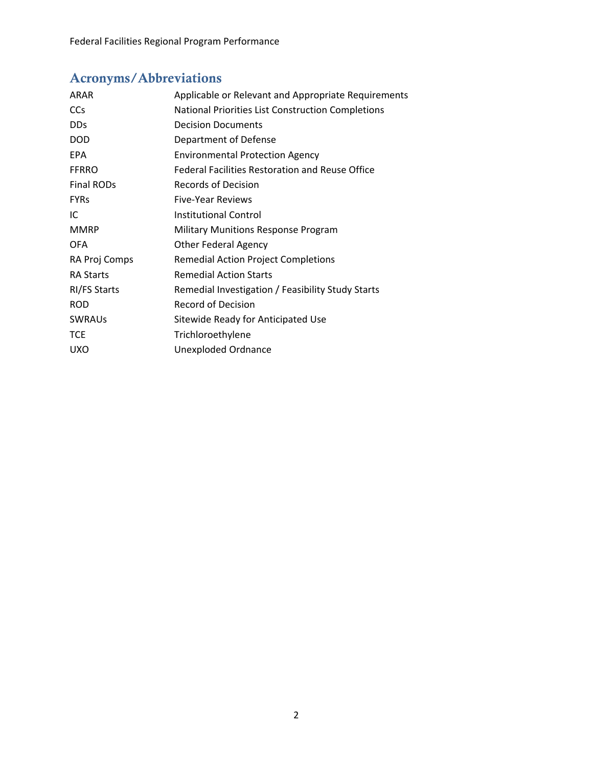## Acronyms/Abbreviations

| | |
|---|---|
| ARAR | Applicable or Relevant and Appropriate Requirements |
| CCs | National Priorities List Construction Completions |
| DDs | Decision Documents |
| DOD | Department of Defense |
| EPA | Environmental Protection Agency |
| FFRRO | Federal Facilities Restoration and Reuse Office |
| Final RODs | Records of Decision |
| FYRs | Five-Year Reviews |
| IC | Institutional Control |
| MMRP | Military Munitions Response Program |
| OFA | Other Federal Agency |
| RA Proj Comps | Remedial Action Project Completions |
| RA Starts | Remedial Action Starts |
| RI/FS Starts | Remedial Investigation / Feasibility Study Starts |
| ROD | Record of Decision |
| SWRAUs | Sitewide Ready for Anticipated Use |
| TCE | Trichloroethylene |
| UXO | Unexploded Ordnance |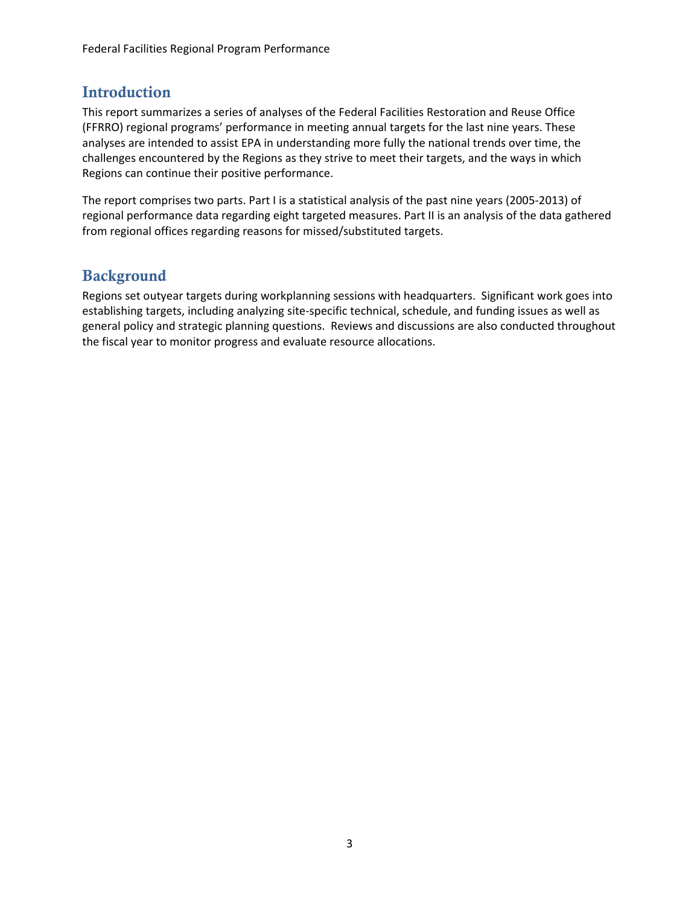## Introduction

This report summarizes a series of analyses of the Federal Facilities Restoration and Reuse Office (FFRRO) regional programs' performance in meeting annual targets for the last nine years. These analyses are intended to assist EPA in understanding more fully the national trends over time, the challenges encountered by the Regions as they strive to meet their targets, and the ways in which Regions can continue their positive performance.

The report comprises two parts. Part I is a statistical analysis of the past nine years (2005-2013) of regional performance data regarding eight targeted measures. Part II is an analysis of the data gathered from regional offices regarding reasons for missed/substituted targets.

## Background

Regions set outyear targets during workplanning sessions with headquarters. Significant work goes into establishing targets, including analyzing site-specific technical, schedule, and funding issues as well as general policy and strategic planning questions. Reviews and discussions are also conducted throughout the fiscal year to monitor progress and evaluate resource allocations.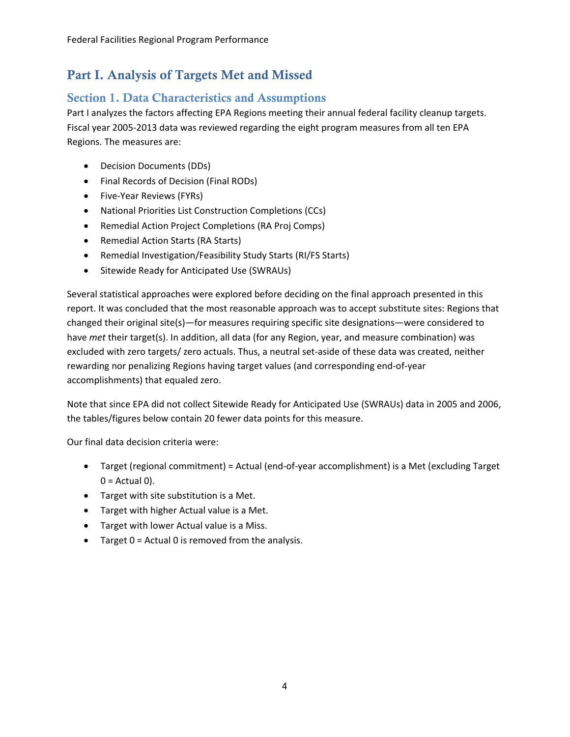# Part I. Analysis of Targets Met and Missed

## Section 1. Data Characteristics and Assumptions

Part I analyzes the factors affecting EPA Regions meeting their annual federal facility cleanup targets. Fiscal year 2005-2013 data was reviewed regarding the eight program measures from all ten EPA Regions. The measures are:

- Decision Documents (DDs)
- Final Records of Decision (Final RODs)
- Five-Year Reviews (FYRs)
- National Priorities List Construction Completions (CCs)
- Remedial Action Project Completions (RA Proj Comps)
- Remedial Action Starts (RA Starts)
- Remedial Investigation/Feasibility Study Starts (RI/FS Starts)
- Sitewide Ready for Anticipated Use (SWRAUs)

Several statistical approaches were explored before deciding on the final approach presented in this report. It was concluded that the most reasonable approach was to accept substitute sites: Regions that changed their original site(s)—for measures requiring specific site designations—were considered to have *met* their target(s). In addition, all data (for any Region, year, and measure combination) was excluded with zero targets/ zero actuals. Thus, a neutral set-aside of these data was created, neither rewarding nor penalizing Regions having target values (and corresponding end-of-year accomplishments) that equaled zero.

Note that since EPA did not collect Sitewide Ready for Anticipated Use (SWRAUs) data in 2005 and 2006, the tables/figures below contain 20 fewer data points for this measure.

Our final data decision criteria were:

- Target (regional commitment) = Actual (end-of-year accomplishment) is a Met (excluding Target 0 = Actual 0).
- Target with site substitution is a Met.
- Target with higher Actual value is a Met.
- Target with lower Actual value is a Miss.
- Target 0 = Actual 0 is removed from the analysis.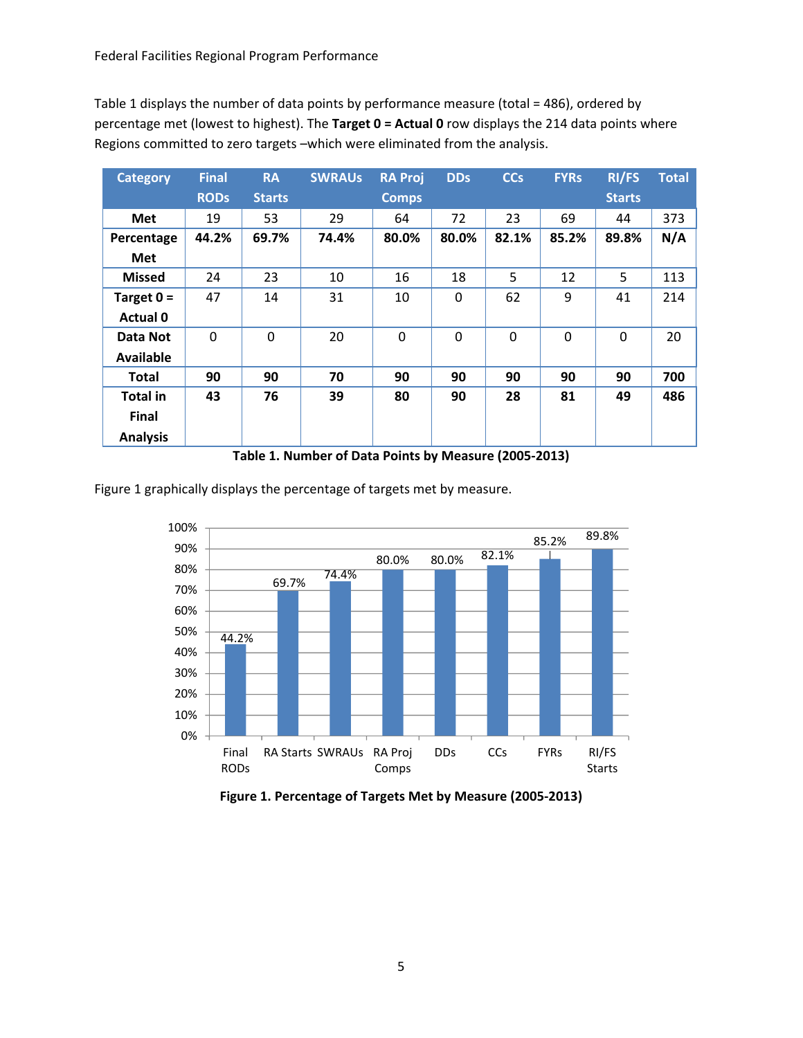Table 1 displays the number of data points by performance measure (total = 486), ordered by percentage met (lowest to highest). The **Target 0 = Actual 0** row displays the 214 data points where Regions committed to zero targets –which were eliminated from the analysis.

| Category | Final RODs | RA Starts | SWRAUs | RA Proj Comps | DDs | CCs | FYRs | RI/FS Starts | Total |
|---|---|---|---|---|---|---|---|---|---|
| **Met** | 19 | 53 | 29 | 64 | 72 | 23 | 69 | 44 | 373 |
| **Percentage Met** | **44.2%** | **69.7%** | **74.4%** | **80.0%** | **80.0%** | **82.1%** | **85.2%** | **89.8%** | **N/A** |
| **Missed** | 24 | 23 | 10 | 16 | 18 | 5 | 12 | 5 | 113 |
| **Target 0 = Actual 0** | 47 | 14 | 31 | 10 | 0 | 62 | 9 | 41 | 214 |
| **Data Not Available** | 0 | 0 | 20 | 0 | 0 | 0 | 0 | 0 | 20 |
| **Total** | **90** | **90** | **70** | **90** | **90** | **90** | **90** | **90** | **700** |
| **Total in Final Analysis** | **43** | **76** | **39** | **80** | **90** | **28** | **81** | **49** | **486** |

**Table 1. Number of Data Points by Measure (2005-2013)**

Figure 1 graphically displays the percentage of targets met by measure.

| Measure | Percentage Met |
|---|---|
| Final RODs | 44.2% |
| RA Starts | 69.7% |
| SWRAUs | 74.4% |
| RA Proj Comps | 80.0% |
| DDs | 80.0% |
| CCs | 82.1% |
| FYRs | 85.2% |
| RI/FS Starts | 89.8% |

**Figure 1. Percentage of Targets Met by Measure (2005-2013)**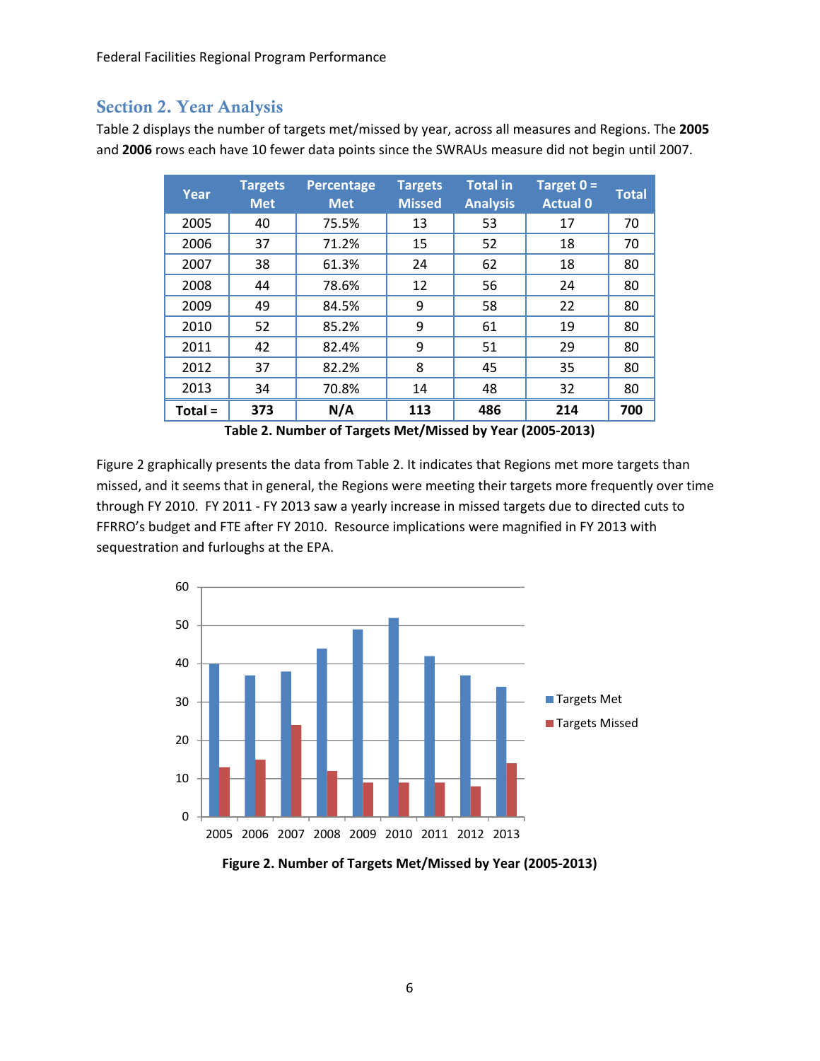## Section 2. Year Analysis

Table 2 displays the number of targets met/missed by year, across all measures and Regions. The **2005** and **2006** rows each have 10 fewer data points since the SWRAUs measure did not begin until 2007.

| Year | Targets Met | Percentage Met | Targets Missed | Total in Analysis | Target 0 = Actual 0 | Total |
|---|---|---|---|---|---|---|
| 2005 | 40 | 75.5% | 13 | 53 | 17 | 70 |
| 2006 | 37 | 71.2% | 15 | 52 | 18 | 70 |
| 2007 | 38 | 61.3% | 24 | 62 | 18 | 80 |
| 2008 | 44 | 78.6% | 12 | 56 | 24 | 80 |
| 2009 | 49 | 84.5% | 9 | 58 | 22 | 80 |
| 2010 | 52 | 85.2% | 9 | 61 | 19 | 80 |
| 2011 | 42 | 82.4% | 9 | 51 | 29 | 80 |
| 2012 | 37 | 82.2% | 8 | 45 | 35 | 80 |
| 2013 | 34 | 70.8% | 14 | 48 | 32 | 80 |
| **Total =** | **373** | **N/A** | **113** | **486** | **214** | **700** |

**Table 2. Number of Targets Met/Missed by Year (2005-2013)**

Figure 2 graphically presents the data from Table 2. It indicates that Regions met more targets than missed, and it seems that in general, the Regions were meeting their targets more frequently over time through FY 2010. FY 2011 - FY 2013 saw a yearly increase in missed targets due to directed cuts to FFRRO's budget and FTE after FY 2010. Resource implications were magnified in FY 2013 with sequestration and furloughs at the EPA.

**Figure 2. Number of Targets Met/Missed by Year (2005-2013)**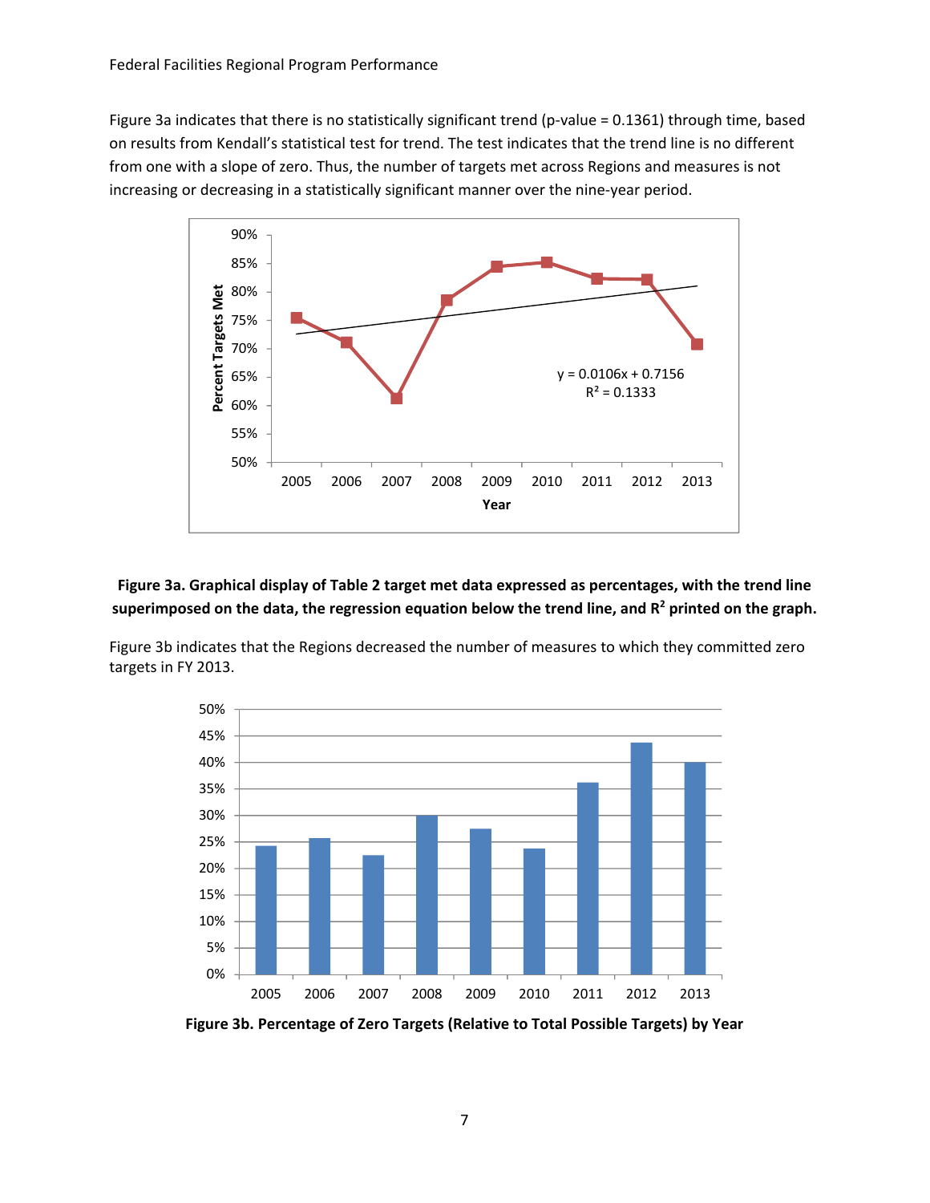Figure 3a indicates that there is no statistically significant trend (p-value = 0.1361) through time, based on results from Kendall's statistical test for trend. The test indicates that the trend line is no different from one with a slope of zero. Thus, the number of targets met across Regions and measures is not increasing or decreasing in a statistically significant manner over the nine-year period.

**Figure 3a. Graphical display of Table 2 target met data expressed as percentages, with the trend line superimposed on the data, the regression equation below the trend line, and $R^2$ printed on the graph.**

Figure 3b indicates that the Regions decreased the number of measures to which they committed zero targets in FY 2013.

**Figure 3b. Percentage of Zero Targets (Relative to Total Possible Targets) by Year**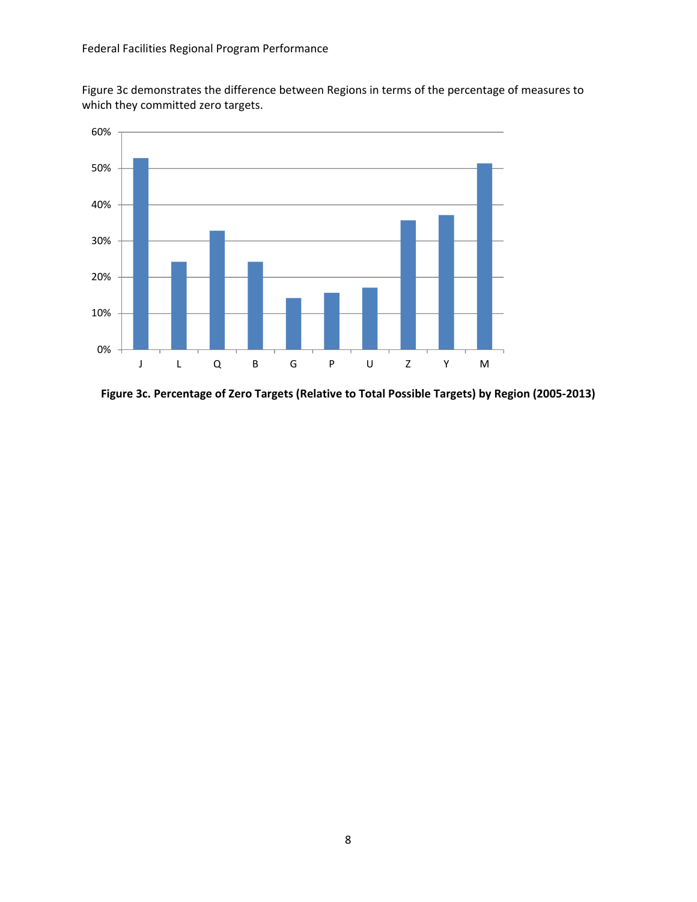Figure 3c demonstrates the difference between Regions in terms of the percentage of measures to which they committed zero targets.

**Figure 3c. Percentage of Zero Targets (Relative to Total Possible Targets) by Region (2005-2013)**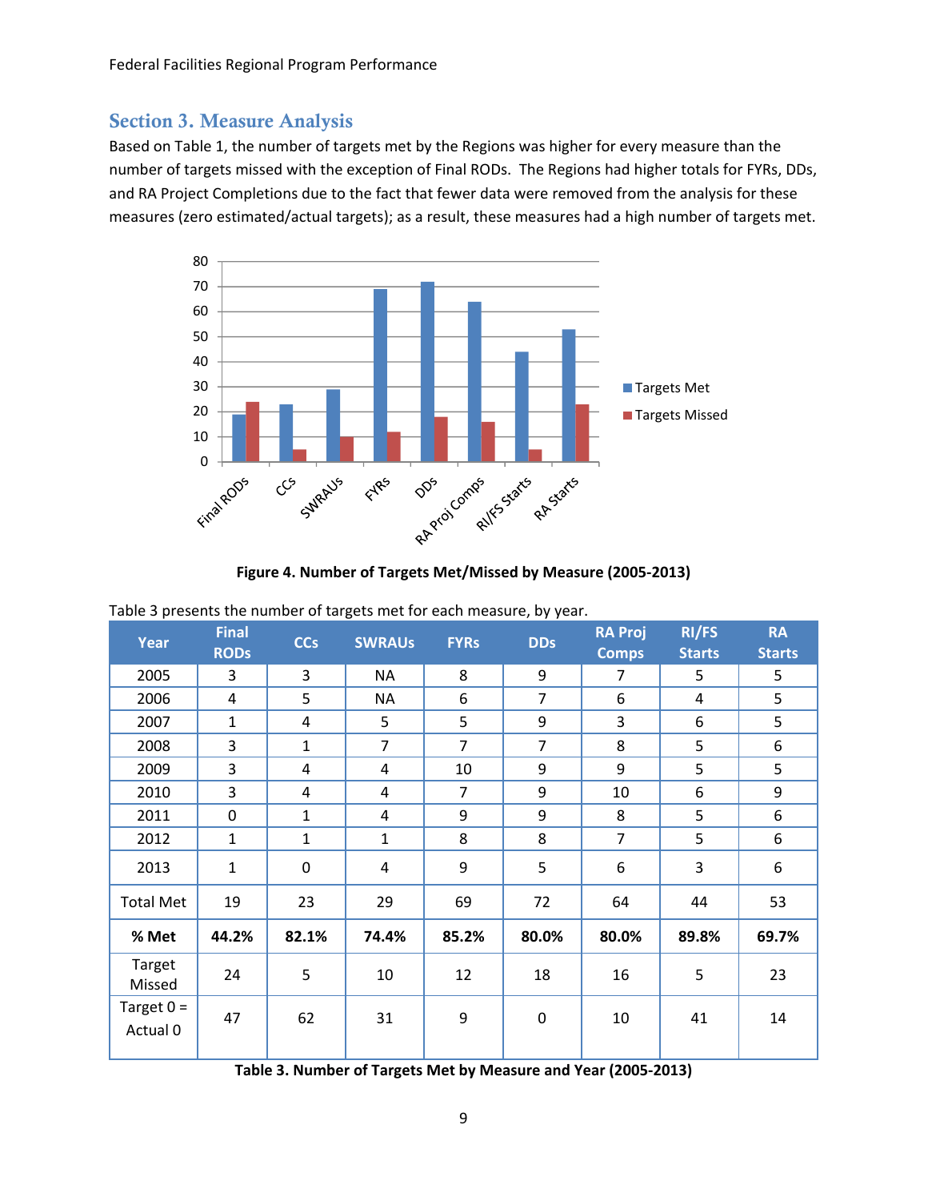## Section 3. Measure Analysis

Based on Table 1, the number of targets met by the Regions was higher for every measure than the number of targets missed with the exception of Final RODs. The Regions had higher totals for FYRs, DDs, and RA Project Completions due to the fact that fewer data were removed from the analysis for these measures (zero estimated/actual targets); as a result, these measures had a high number of targets met.

**Figure 4. Number of Targets Met/Missed by Measure (2005-2013)**

Table 3 presents the number of targets met for each measure, by year.

| Year | Final RODs | CCs | SWRAUs | FYRs | DDs | RA Proj Comps | RI/FS Starts | RA Starts |
|---|---|---|---|---|---|---|---|---|
| 2005 | 3 | 3 | NA | 8 | 9 | 7 | 5 | 5 |
| 2006 | 4 | 5 | NA | 6 | 7 | 6 | 4 | 5 |
| 2007 | 1 | 4 | 5 | 5 | 9 | 3 | 6 | 5 |
| 2008 | 3 | 1 | 7 | 7 | 7 | 8 | 5 | 6 |
| 2009 | 3 | 4 | 4 | 10 | 9 | 9 | 5 | 5 |
| 2010 | 3 | 4 | 4 | 7 | 9 | 10 | 6 | 9 |
| 2011 | 0 | 1 | 4 | 9 | 9 | 8 | 5 | 6 |
| 2012 | 1 | 1 | 1 | 8 | 8 | 7 | 5 | 6 |
| 2013 | 1 | 0 | 4 | 9 | 5 | 6 | 3 | 6 |
| Total Met | 19 | 23 | 29 | 69 | 72 | 64 | 44 | 53 |
| **% Met** | **44.2%** | **82.1%** | **74.4%** | **85.2%** | **80.0%** | **80.0%** | **89.8%** | **69.7%** |
| Target Missed | 24 | 5 | 10 | 12 | 18 | 16 | 5 | 23 |
| Target 0 = Actual 0 | 47 | 62 | 31 | 9 | 0 | 10 | 41 | 14 |

**Table 3. Number of Targets Met by Measure and Year (2005-2013)**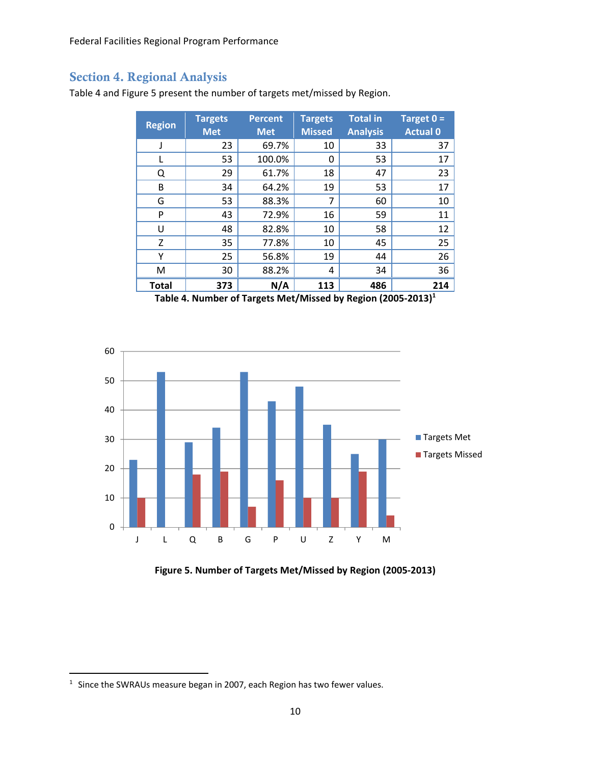## Section 4. Regional Analysis

Table 4 and Figure 5 present the number of targets met/missed by Region.

| Region | Targets Met | Percent Met | Targets Missed | Total in Analysis | Target 0 = Actual 0 |
|---|---|---|---|---|---|
| J | 23 | 69.7% | 10 | 33 | 37 |
| L | 53 | 100.0% | 0 | 53 | 17 |
| Q | 29 | 61.7% | 18 | 47 | 23 |
| B | 34 | 64.2% | 19 | 53 | 17 |
| G | 53 | 88.3% | 7 | 60 | 10 |
| P | 43 | 72.9% | 16 | 59 | 11 |
| U | 48 | 82.8% | 10 | 58 | 12 |
| Z | 35 | 77.8% | 10 | 45 | 25 |
| Y | 25 | 56.8% | 19 | 44 | 26 |
| M | 30 | 88.2% | 4 | 34 | 36 |
| **Total** | **373** | **N/A** | **113** | **486** | **214** |

**Table 4. Number of Targets Met/Missed by Region (2005-2013)**[1]

**Figure 5. Number of Targets Met/Missed by Region (2005-2013)**

[1] Since the SWRAUs measure began in 2007, each Region has two fewer values.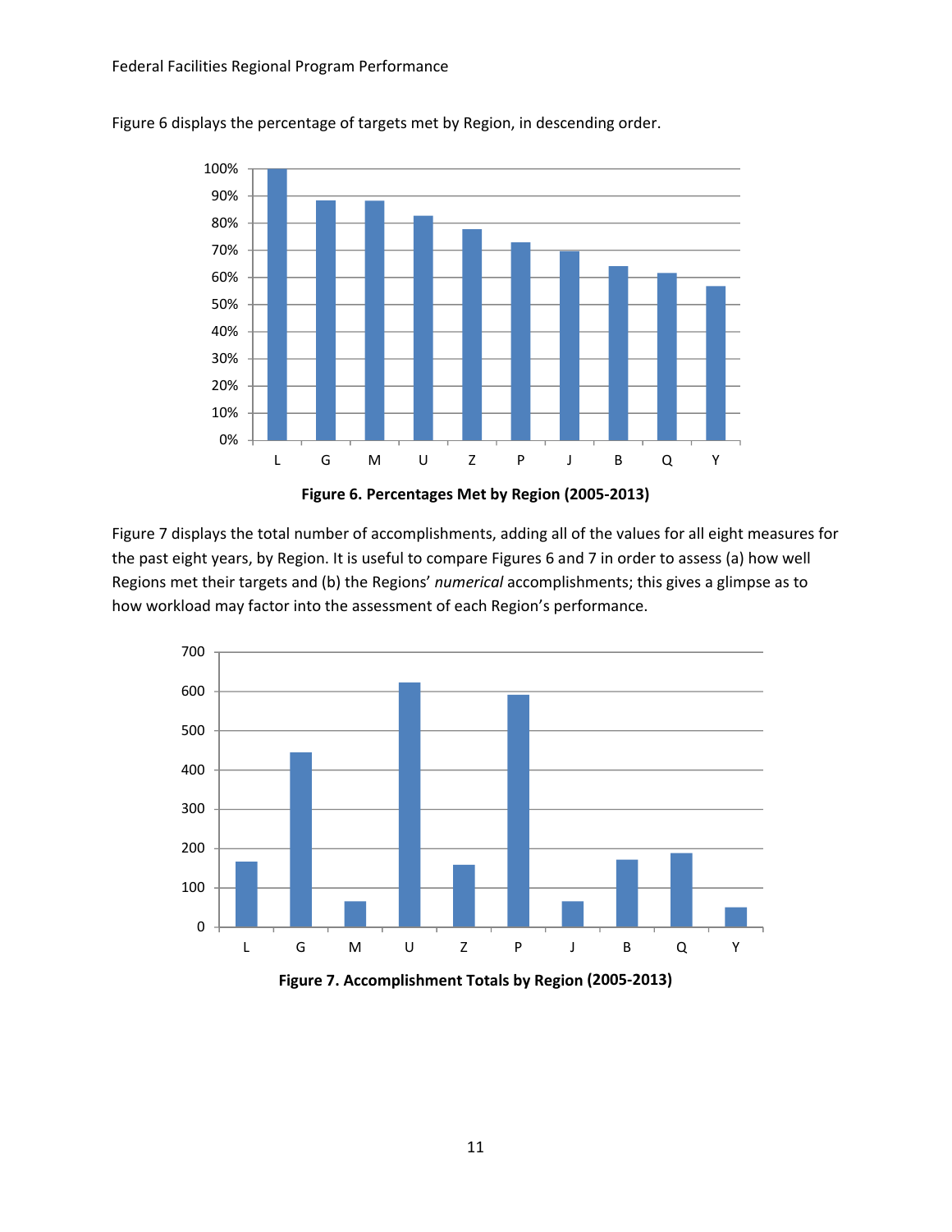Figure 6 displays the percentage of targets met by Region, in descending order.

**Figure 6. Percentages Met by Region (2005-2013)**

Figure 7 displays the total number of accomplishments, adding all of the values for all eight measures for the past eight years, by Region. It is useful to compare Figures 6 and 7 in order to assess (a) how well Regions met their targets and (b) the Regions' *numerical* accomplishments; this gives a glimpse as to how workload may factor into the assessment of each Region's performance.

**Figure 7. Accomplishment Totals by Region (2005-2013)**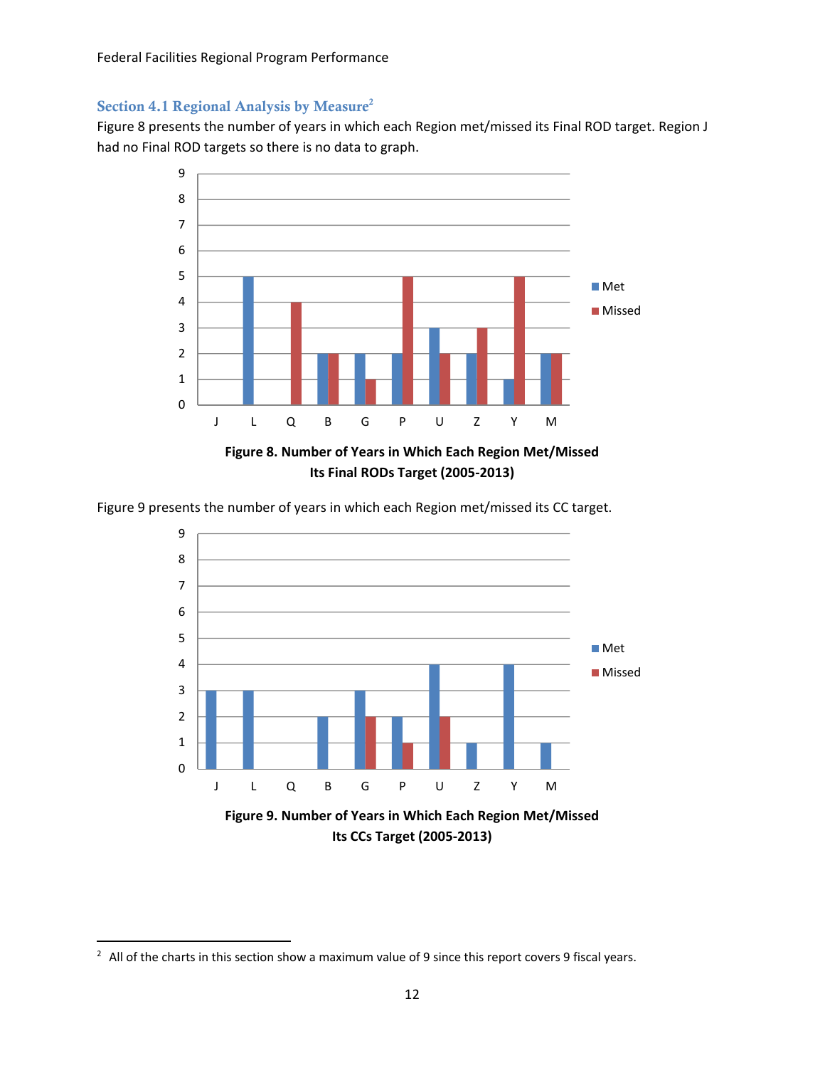## Section 4.1 Regional Analysis by Measure[2]

Figure 8 presents the number of years in which each Region met/missed its Final ROD target. Region J had no Final ROD targets so there is no data to graph.

**Figure 8. Number of Years in Which Each Region Met/Missed Its Final RODs Target (2005-2013)**

Figure 9 presents the number of years in which each Region met/missed its CC target.

**Figure 9. Number of Years in Which Each Region Met/Missed Its CCs Target (2005-2013)**

[2] All of the charts in this section show a maximum value of 9 since this report covers 9 fiscal years.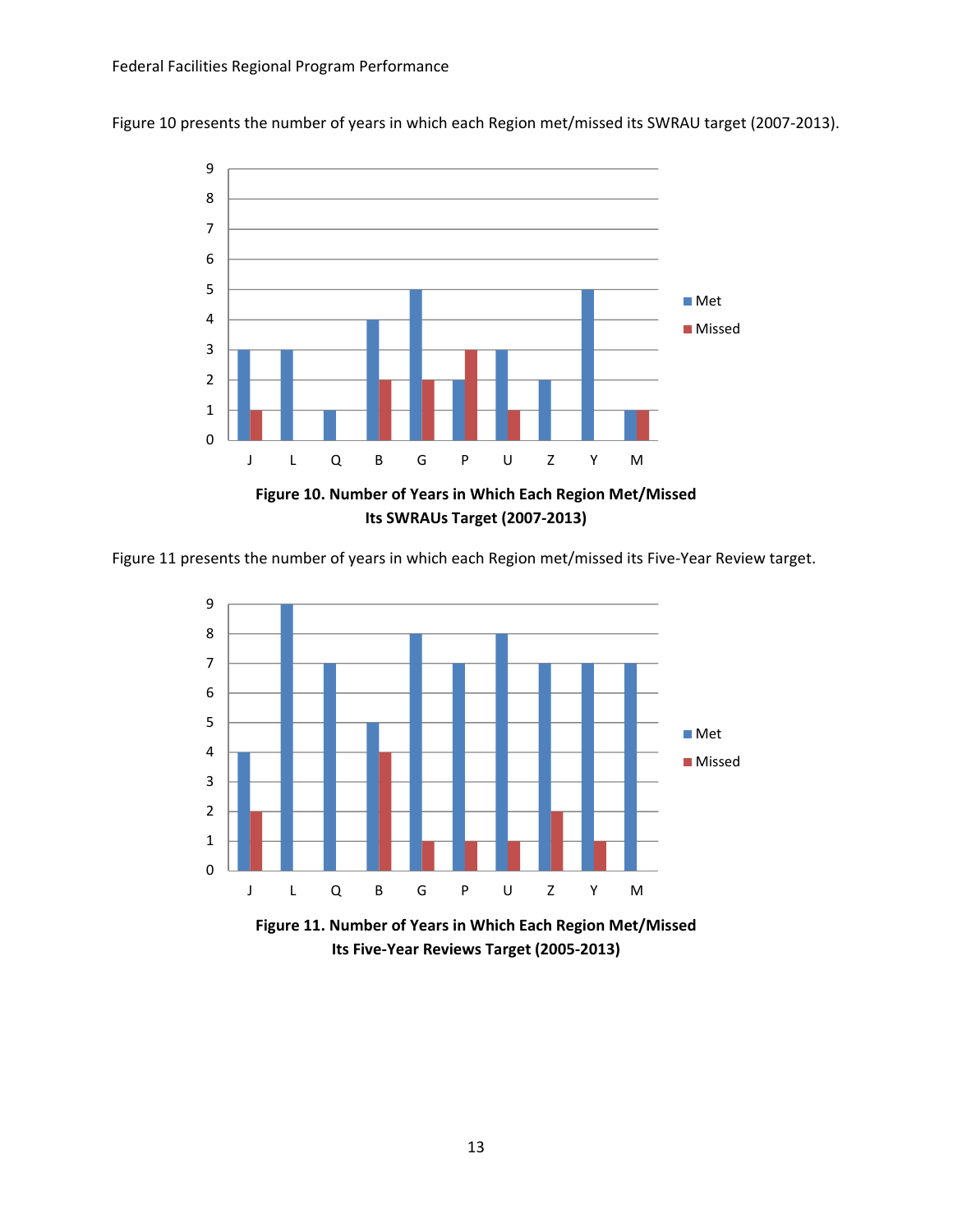Figure 10 presents the number of years in which each Region met/missed its SWRAU target (2007-2013).

**Figure 10. Number of Years in Which Each Region Met/Missed Its SWRAUs Target (2007-2013)**

Figure 11 presents the number of years in which each Region met/missed its Five-Year Review target.

**Figure 11. Number of Years in Which Each Region Met/Missed Its Five-Year Reviews Target (2005-2013)**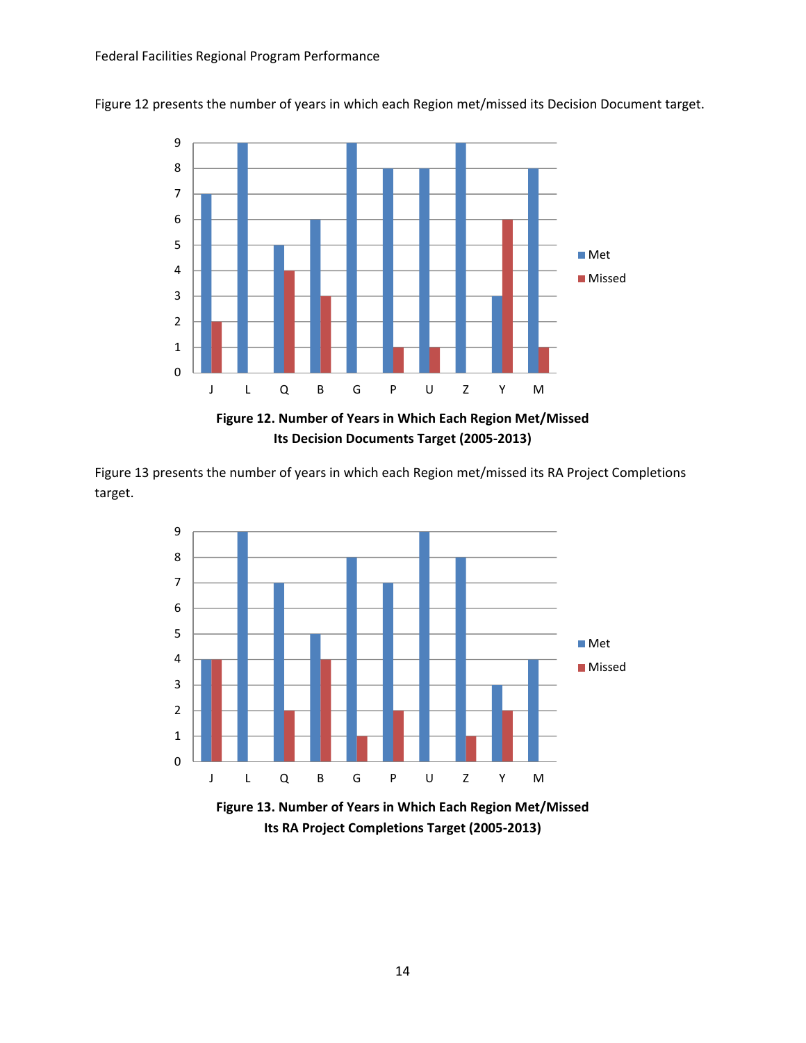Figure 12 presents the number of years in which each Region met/missed its Decision Document target.

**Figure 12. Number of Years in Which Each Region Met/Missed Its Decision Documents Target (2005-2013)**

Figure 13 presents the number of years in which each Region met/missed its RA Project Completions target.

**Figure 13. Number of Years in Which Each Region Met/Missed Its RA Project Completions Target (2005-2013)**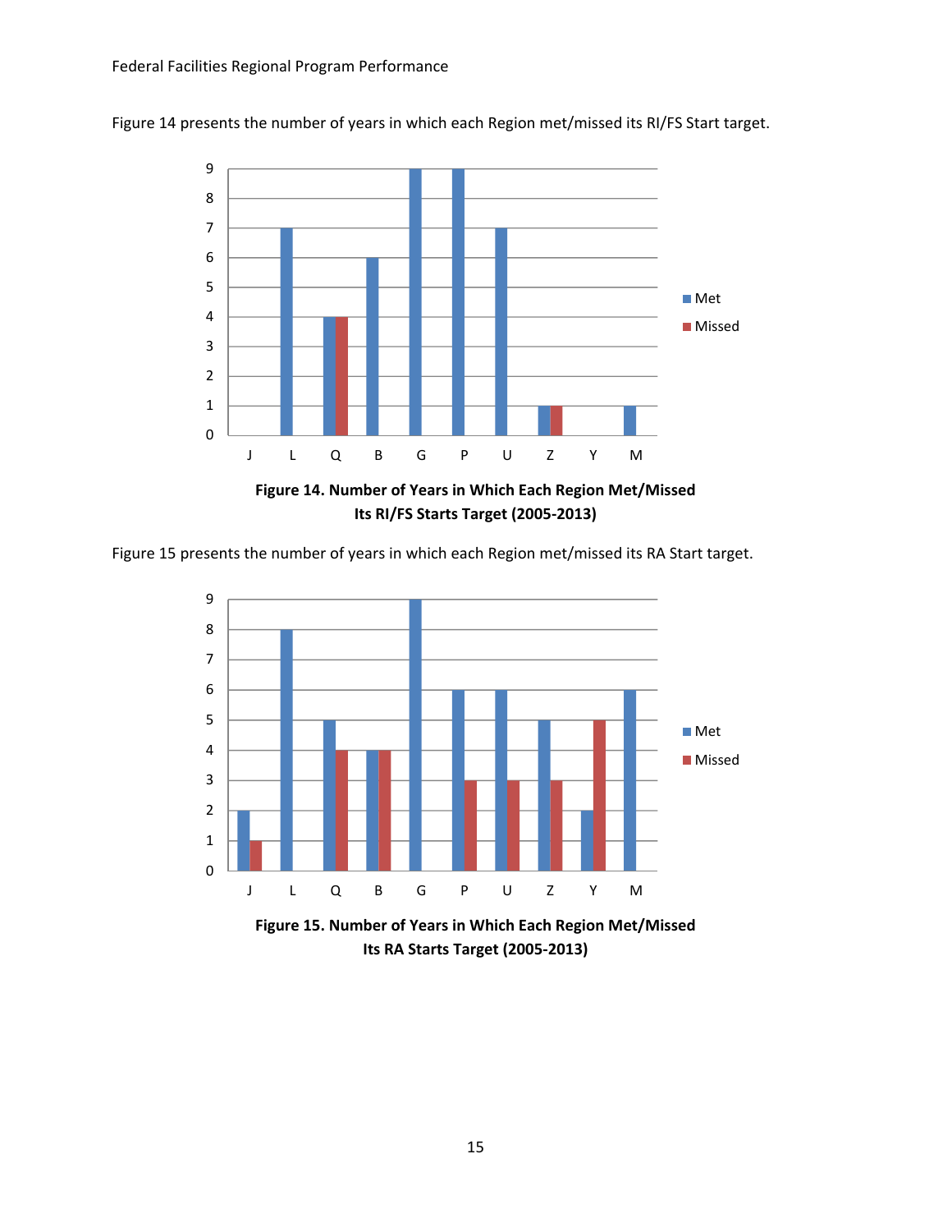Figure 14 presents the number of years in which each Region met/missed its RI/FS Start target.

**Figure 14. Number of Years in Which Each Region Met/Missed Its RI/FS Starts Target (2005-2013)**

Figure 15 presents the number of years in which each Region met/missed its RA Start target.

**Figure 15. Number of Years in Which Each Region Met/Missed Its RA Starts Target (2005-2013)**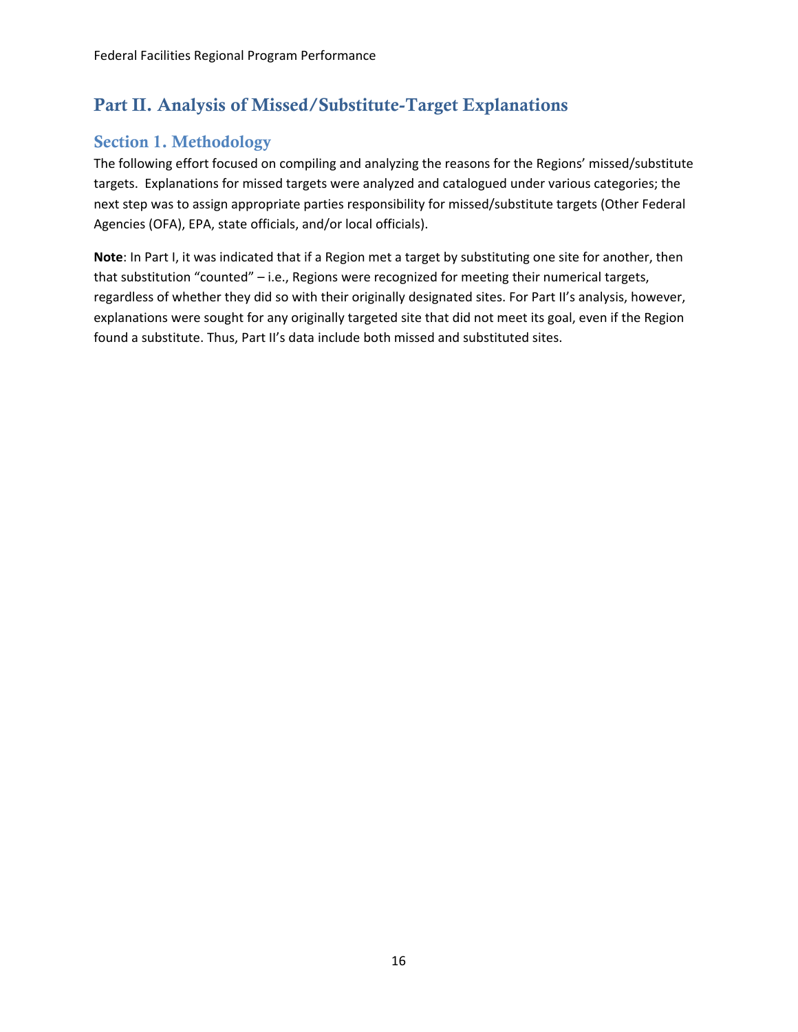# Part II. Analysis of Missed/Substitute-Target Explanations

## Section 1. Methodology

The following effort focused on compiling and analyzing the reasons for the Regions' missed/substitute targets. Explanations for missed targets were analyzed and catalogued under various categories; the next step was to assign appropriate parties responsibility for missed/substitute targets (Other Federal Agencies (OFA), EPA, state officials, and/or local officials).

**Note**: In Part I, it was indicated that if a Region met a target by substituting one site for another, then that substitution "counted" – i.e., Regions were recognized for meeting their numerical targets, regardless of whether they did so with their originally designated sites. For Part II's analysis, however, explanations were sought for any originally targeted site that did not meet its goal, even if the Region found a substitute. Thus, Part II's data include both missed and substituted sites.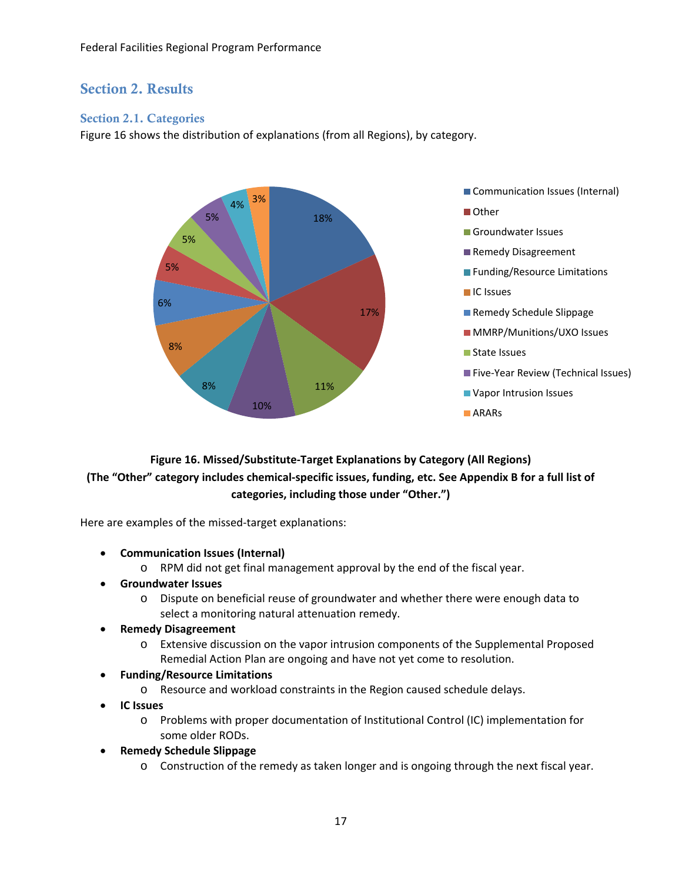## Section 2. Results

### Section 2.1. Categories

Figure 16 shows the distribution of explanations (from all Regions), by category.

| Category | Percentage |
|---|---|
| Communication Issues (Internal) | 18% |
| Other | 17% |
| Groundwater Issues | 11% |
| Remedy Disagreement | 10% |
| Funding/Resource Limitations | 8% |
| IC Issues | 8% |
| Remedy Schedule Slippage | 6% |
| MMRP/Munitions/UXO Issues | 5% |
| State Issues | 5% |
| Five-Year Review (Technical Issues) | 5% |
| Vapor Intrusion Issues | 4% |
| ARARs | 3% |

**Figure 16. Missed/Substitute-Target Explanations by Category (All Regions)**
**(The "Other" category includes chemical-specific issues, funding, etc. See Appendix B for a full list of categories, including those under "Other.")**

Here are examples of the missed-target explanations:

- **Communication Issues (Internal)**
  - RPM did not get final management approval by the end of the fiscal year.
- **Groundwater Issues**
  - Dispute on beneficial reuse of groundwater and whether there were enough data to select a monitoring natural attenuation remedy.
- **Remedy Disagreement**
  - Extensive discussion on the vapor intrusion components of the Supplemental Proposed Remedial Action Plan are ongoing and have not yet come to resolution.
- **Funding/Resource Limitations**
  - Resource and workload constraints in the Region caused schedule delays.
- **IC Issues**
  - Problems with proper documentation of Institutional Control (IC) implementation for some older RODs.
- **Remedy Schedule Slippage**
  - Construction of the remedy as taken longer and is ongoing through the next fiscal year.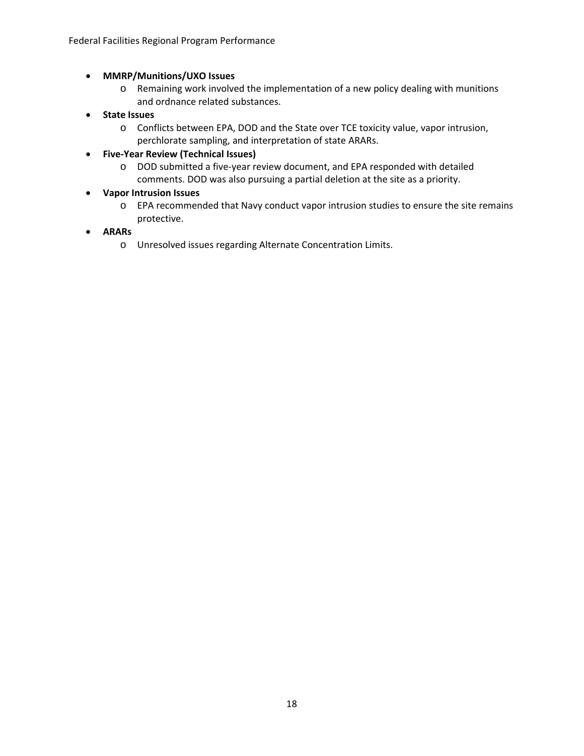- **MMRP/Munitions/UXO Issues**
  - Remaining work involved the implementation of a new policy dealing with munitions and ordnance related substances.
- **State Issues**
  - Conflicts between EPA, DOD and the State over TCE toxicity value, vapor intrusion, perchlorate sampling, and interpretation of state ARARs.
- **Five-Year Review (Technical Issues)**
  - DOD submitted a five-year review document, and EPA responded with detailed comments. DOD was also pursuing a partial deletion at the site as a priority.
- **Vapor Intrusion Issues**
  - EPA recommended that Navy conduct vapor intrusion studies to ensure the site remains protective.
- **ARARs**
  - Unresolved issues regarding Alternate Concentration Limits.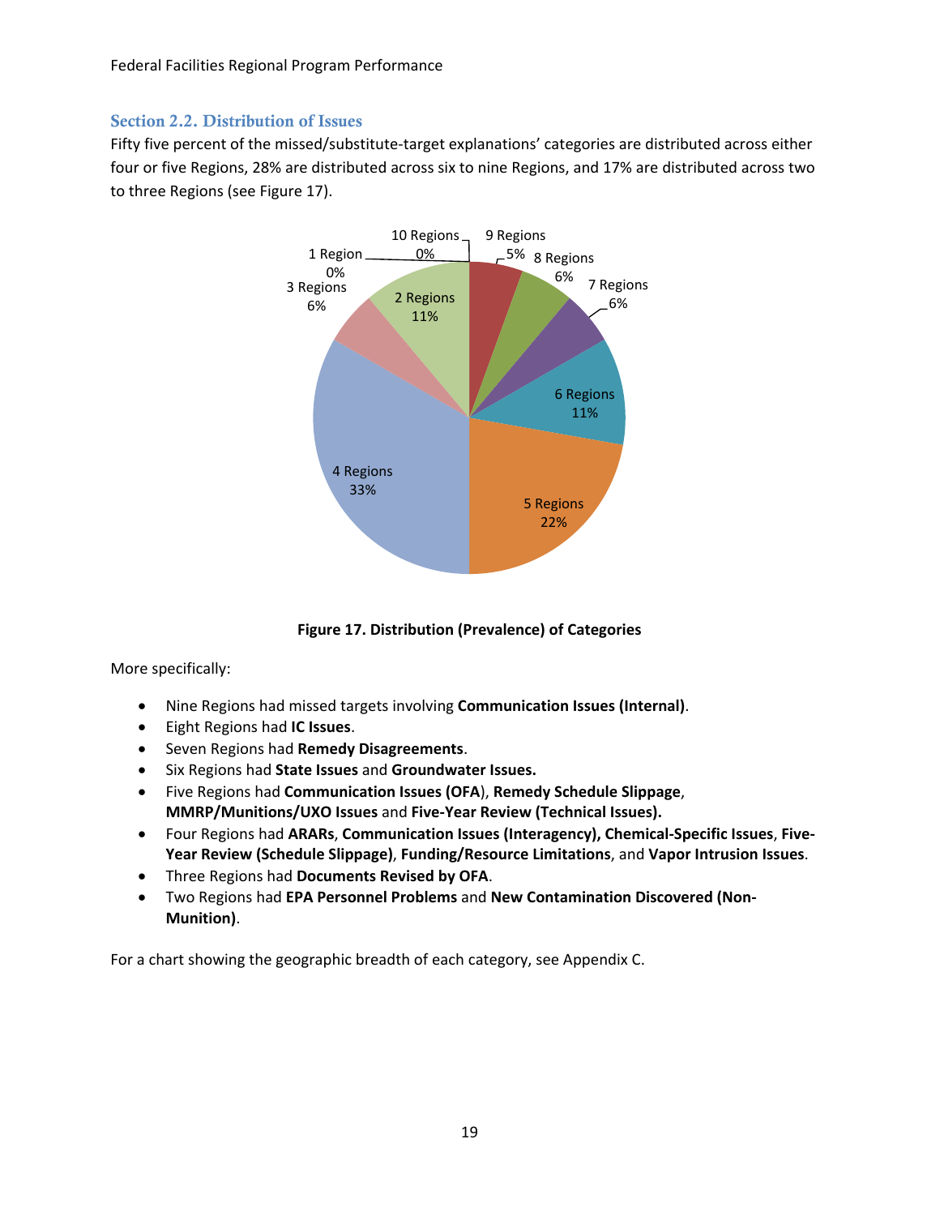## Section 2.2. Distribution of Issues

Fifty five percent of the missed/substitute-target explanations' categories are distributed across either four or five Regions, 28% are distributed across six to nine Regions, and 17% are distributed across two to three Regions (see Figure 17).

**Figure 17. Distribution (Prevalence) of Categories**

More specifically:

- Nine Regions had missed targets involving **Communication Issues (Internal)**.
- Eight Regions had **IC Issues**.
- Seven Regions had **Remedy Disagreements**.
- Six Regions had **State Issues** and **Groundwater Issues.**
- Five Regions had **Communication Issues (OFA**), **Remedy Schedule Slippage**, **MMRP/Munitions/UXO Issues** and **Five-Year Review (Technical Issues).**
- Four Regions had **ARARs**, **Communication Issues (Interagency), Chemical-Specific Issues**, **Five-Year Review (Schedule Slippage)**, **Funding/Resource Limitations**, and **Vapor Intrusion Issues**.
- Three Regions had **Documents Revised by OFA**.
- Two Regions had **EPA Personnel Problems** and **New Contamination Discovered (Non-Munition)**.

For a chart showing the geographic breadth of each category, see Appendix C.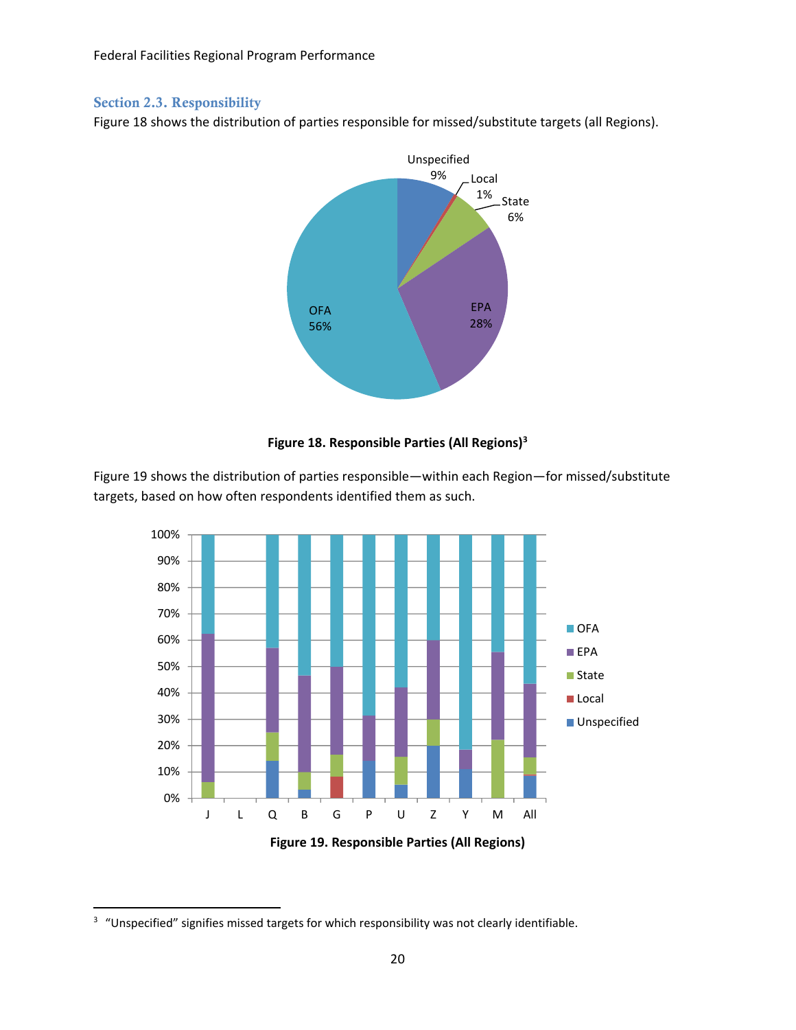### Section 2.3. Responsibility

Figure 18 shows the distribution of parties responsible for missed/substitute targets (all Regions).

**Figure 18. Responsible Parties (All Regions)[3]**

Figure 19 shows the distribution of parties responsible—within each Region—for missed/substitute targets, based on how often respondents identified them as such.

**Figure 19. Responsible Parties (All Regions)**

[3] "Unspecified" signifies missed targets for which responsibility was not clearly identifiable.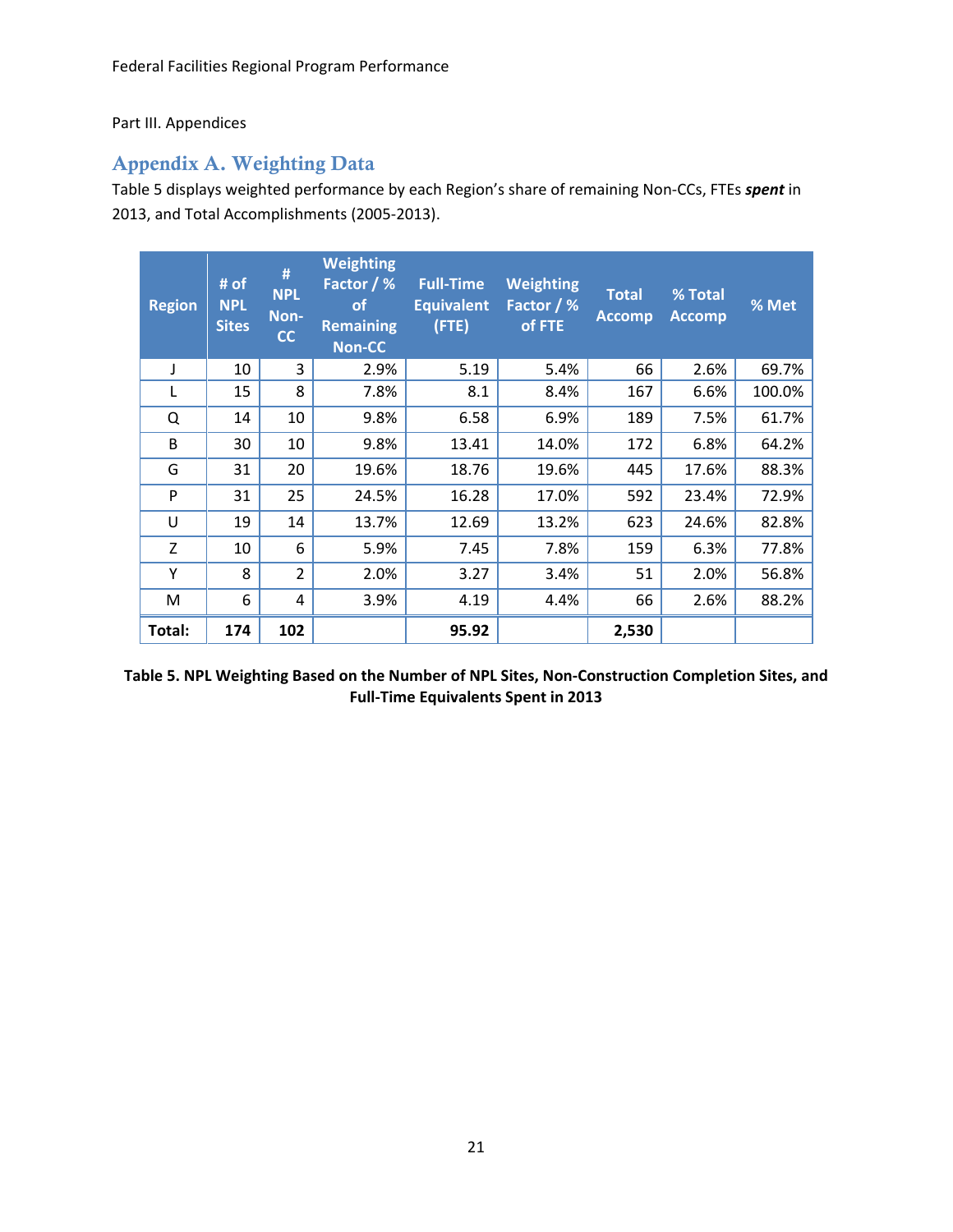Part III. Appendices

## Appendix A. Weighting Data

Table 5 displays weighted performance by each Region's share of remaining Non-CCs, FTEs ***spent*** in 2013, and Total Accomplishments (2005-2013).

| Region | # of NPL Sites | # NPL Non-CC | Weighting Factor / % of Remaining Non-CC | Full-Time Equivalent (FTE) | Weighting Factor / % of FTE | Total Accomp | % Total Accomp | % Met |
|---|---|---|---|---|---|---|---|---|
| J | 10 | 3 | 2.9% | 5.19 | 5.4% | 66 | 2.6% | 69.7% |
| L | 15 | 8 | 7.8% | 8.1 | 8.4% | 167 | 6.6% | 100.0% |
| Q | 14 | 10 | 9.8% | 6.58 | 6.9% | 189 | 7.5% | 61.7% |
| B | 30 | 10 | 9.8% | 13.41 | 14.0% | 172 | 6.8% | 64.2% |
| G | 31 | 20 | 19.6% | 18.76 | 19.6% | 445 | 17.6% | 88.3% |
| P | 31 | 25 | 24.5% | 16.28 | 17.0% | 592 | 23.4% | 72.9% |
| U | 19 | 14 | 13.7% | 12.69 | 13.2% | 623 | 24.6% | 82.8% |
| Z | 10 | 6 | 5.9% | 7.45 | 7.8% | 159 | 6.3% | 77.8% |
| Y | 8 | 2 | 2.0% | 3.27 | 3.4% | 51 | 2.0% | 56.8% |
| M | 6 | 4 | 3.9% | 4.19 | 4.4% | 66 | 2.6% | 88.2% |
| **Total:** | **174** | **102** | | **95.92** | | **2,530** | | |

**Table 5. NPL Weighting Based on the Number of NPL Sites, Non-Construction Completion Sites, and Full-Time Equivalents Spent in 2013**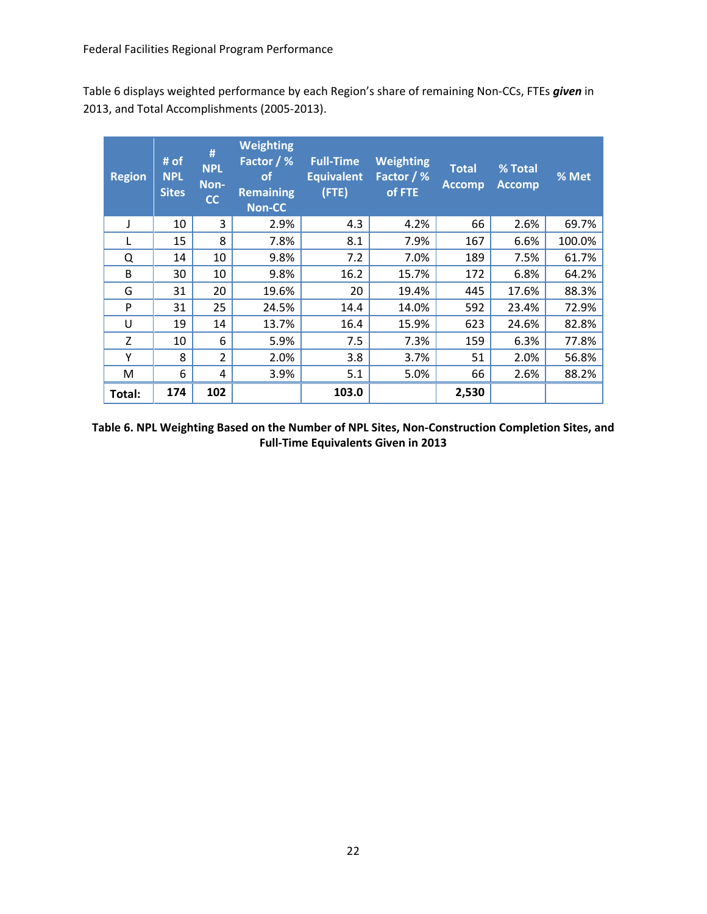Table 6 displays weighted performance by each Region's share of remaining Non-CCs, FTEs ***given*** in 2013, and Total Accomplishments (2005-2013).

| Region | # of NPL Sites | # NPL Non-CC | Weighting Factor / % of Remaining Non-CC | Full-Time Equivalent (FTE) | Weighting Factor / % of FTE | Total Accomp | % Total Accomp | % Met |
|---|---|---|---|---|---|---|---|---|
| J | 10 | 3 | 2.9% | 4.3 | 4.2% | 66 | 2.6% | 69.7% |
| L | 15 | 8 | 7.8% | 8.1 | 7.9% | 167 | 6.6% | 100.0% |
| Q | 14 | 10 | 9.8% | 7.2 | 7.0% | 189 | 7.5% | 61.7% |
| B | 30 | 10 | 9.8% | 16.2 | 15.7% | 172 | 6.8% | 64.2% |
| G | 31 | 20 | 19.6% | 20 | 19.4% | 445 | 17.6% | 88.3% |
| P | 31 | 25 | 24.5% | 14.4 | 14.0% | 592 | 23.4% | 72.9% |
| U | 19 | 14 | 13.7% | 16.4 | 15.9% | 623 | 24.6% | 82.8% |
| Z | 10 | 6 | 5.9% | 7.5 | 7.3% | 159 | 6.3% | 77.8% |
| Y | 8 | 2 | 2.0% | 3.8 | 3.7% | 51 | 2.0% | 56.8% |
| M | 6 | 4 | 3.9% | 5.1 | 5.0% | 66 | 2.6% | 88.2% |
| **Total:** | **174** | **102** | | **103.0** | | **2,530** | | |

**Table 6. NPL Weighting Based on the Number of NPL Sites, Non-Construction Completion Sites, and Full-Time Equivalents Given in 2013**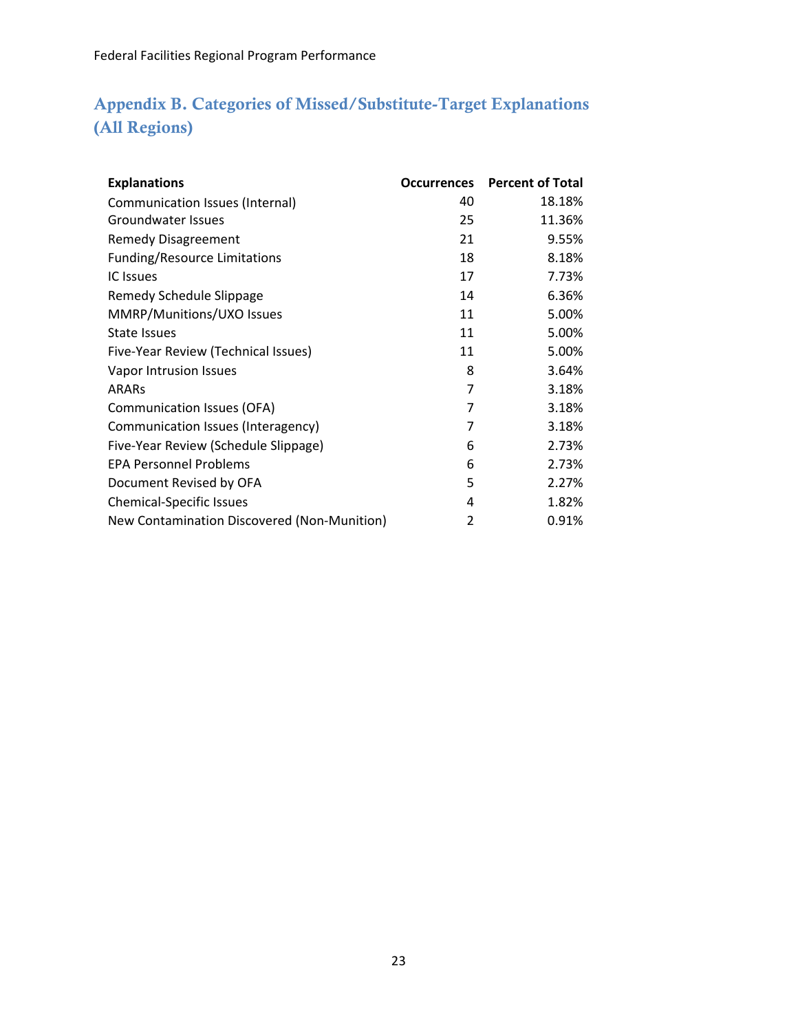## Appendix B. Categories of Missed/Substitute-Target Explanations (All Regions)

| Explanations | Occurrences | Percent of Total |
|---|---|---|
| Communication Issues (Internal) | 40 | 18.18% |
| Groundwater Issues | 25 | 11.36% |
| Remedy Disagreement | 21 | 9.55% |
| Funding/Resource Limitations | 18 | 8.18% |
| IC Issues | 17 | 7.73% |
| Remedy Schedule Slippage | 14 | 6.36% |
| MMRP/Munitions/UXO Issues | 11 | 5.00% |
| State Issues | 11 | 5.00% |
| Five-Year Review (Technical Issues) | 11 | 5.00% |
| Vapor Intrusion Issues | 8 | 3.64% |
| ARARs | 7 | 3.18% |
| Communication Issues (OFA) | 7 | 3.18% |
| Communication Issues (Interagency) | 7 | 3.18% |
| Five-Year Review (Schedule Slippage) | 6 | 2.73% |
| EPA Personnel Problems | 6 | 2.73% |
| Document Revised by OFA | 5 | 2.27% |
| Chemical-Specific Issues | 4 | 1.82% |
| New Contamination Discovered (Non-Munition) | 2 | 0.91% |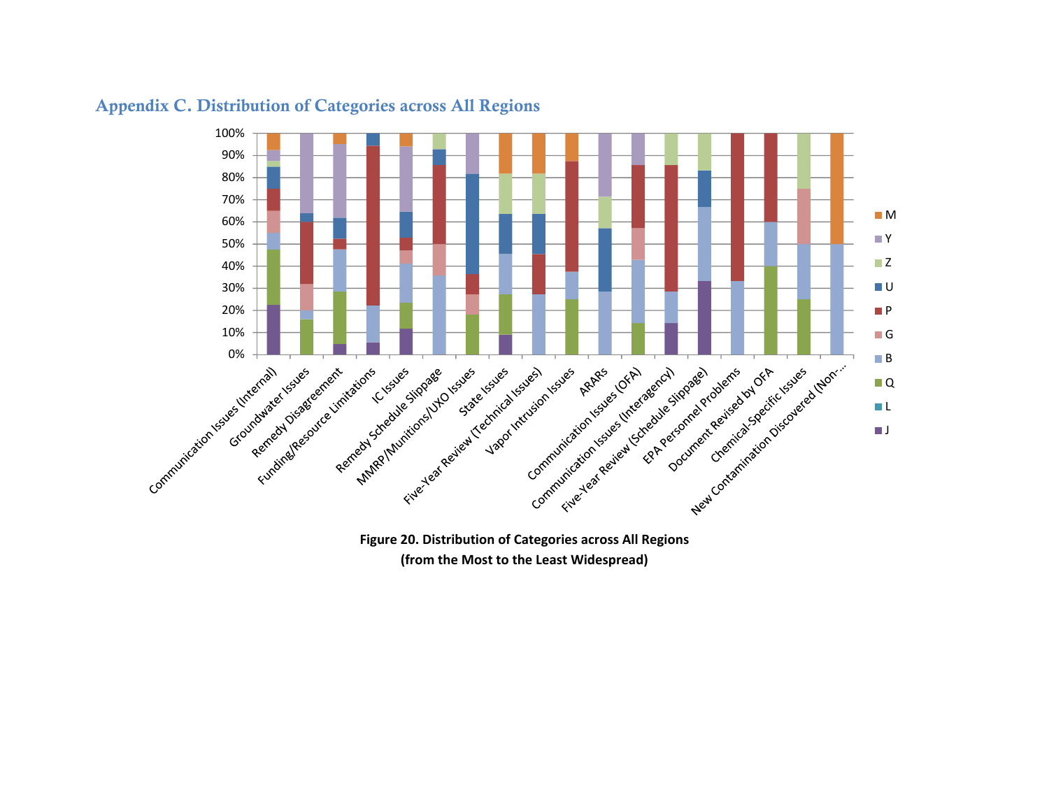## Appendix C. Distribution of Categories across All Regions

100%
90%
80%
70%
60%
50%
40%
30%
20%
10%
0%

Communication Issues (Internal)
Groundwater Issues
Remedy Disagreement
Funding/Resource Limitations
IC Issues
Remedy Schedule Slippage
MMRP/Munitions/UXO Issues
State Issues
Five-Year Review (Technical Issues)
Vapor Intrusion Issues
ARARs
Communication Issues (OFA)
Communication Issues (Interagency)
Five-Year Review (Schedule Slippage)
EPA Personnel Problems
Document Revised by OFA
Chemical-Specific Issues
New Contamination Discovered (Non-...

M
Y
Z
U
P
G
B
Q
L
J

**Figure 20. Distribution of Categories across All Regions**
**(from the Most to the Least Widespread)**